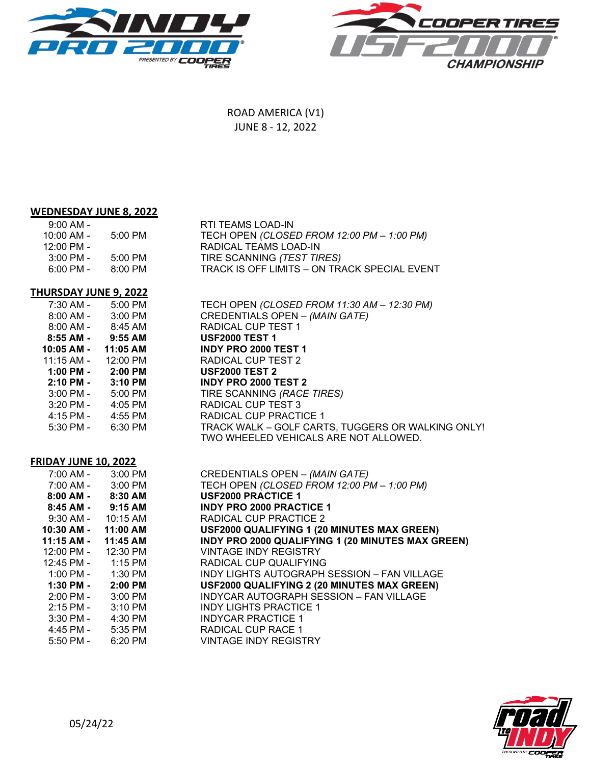# ROAD AMERICA (V1)
JUNE 8 - 12, 2022

## WEDNESDAY JUNE 8, 2022

| Start | End | Event |
|---|---|---|
| 9:00 AM - | | RTI TEAMS LOAD-IN |
| 10:00 AM - | 5:00 PM | TECH OPEN *(CLOSED FROM 12:00 PM – 1:00 PM)* |
| 12:00 PM - | | RADICAL TEAMS LOAD-IN |
| 3:00 PM - | 5:00 PM | TIRE SCANNING *(TEST TIRES)* |
| 6:00 PM - | 8:00 PM | TRACK IS OFF LIMITS – ON TRACK SPECIAL EVENT |

## THURSDAY JUNE 9, 2022

| Start | End | Event |
|---|---|---|
| 7:30 AM - | 5:00 PM | TECH OPEN *(CLOSED FROM 11:30 AM – 12:30 PM)* |
| 8:00 AM - | 3:00 PM | CREDENTIALS OPEN – *(MAIN GATE)* |
| 8:00 AM - | 8:45 AM | RADICAL CUP TEST 1 |
| **8:55 AM -** | **9:55 AM** | **USF2000 TEST 1** |
| **10:05 AM -** | **11:05 AM** | **INDY PRO 2000 TEST 1** |
| 11:15 AM - | 12:00 PM | RADICAL CUP TEST 2 |
| **1:00 PM -** | **2:00 PM** | **USF2000 TEST 2** |
| **2:10 PM -** | **3:10 PM** | **INDY PRO 2000 TEST 2** |
| 3:00 PM - | 5:00 PM | TIRE SCANNING *(RACE TIRES)* |
| 3:20 PM - | 4:05 PM | RADICAL CUP TEST 3 |
| 4:15 PM - | 4:55 PM | RADICAL CUP PRACTICE 1 |
| 5:30 PM - | 6:30 PM | TRACK WALK – GOLF CARTS, TUGGERS OR WALKING ONLY! TWO WHEELED VEHICALS ARE NOT ALLOWED. |

## FRIDAY JUNE 10, 2022

| Start | End | Event |
|---|---|---|
| 7:00 AM - | 3:00 PM | CREDENTIALS OPEN – *(MAIN GATE)* |
| 7:00 AM - | 3:00 PM | TECH OPEN *(CLOSED FROM 12:00 PM – 1:00 PM)* |
| **8:00 AM -** | **8:30 AM** | **USF2000 PRACTICE 1** |
| **8:45 AM -** | **9:15 AM** | **INDY PRO 2000 PRACTICE 1** |
| 9:30 AM - | 10:15 AM | RADICAL CUP PRACTICE 2 |
| **10:30 AM -** | **11:00 AM** | **USF2000 QUALIFYING 1 (20 MINUTES MAX GREEN)** |
| **11:15 AM -** | **11:45 AM** | **INDY PRO 2000 QUALIFYING 1 (20 MINUTES MAX GREEN)** |
| 12:00 PM - | 12:30 PM | VINTAGE INDY REGISTRY |
| 12:45 PM - | 1:15 PM | RADICAL CUP QUALIFYING |
| 1:00 PM - | 1:30 PM | INDY LIGHTS AUTOGRAPH SESSION – FAN VILLAGE |
| **1:30 PM -** | **2:00 PM** | **USF2000 QUALIFYING 2 (20 MINUTES MAX GREEN)** |
| 2:00 PM - | 3:00 PM | INDYCAR AUTOGRAPH SESSION – FAN VILLAGE |
| 2:15 PM - | 3:10 PM | INDY LIGHTS PRACTICE 1 |
| 3:30 PM - | 4:30 PM | INDYCAR PRACTICE 1 |
| 4:45 PM - | 5:35 PM | RADICAL CUP RACE 1 |
| 5:50 PM - | 6:20 PM | VINTAGE INDY REGISTRY |

05/24/22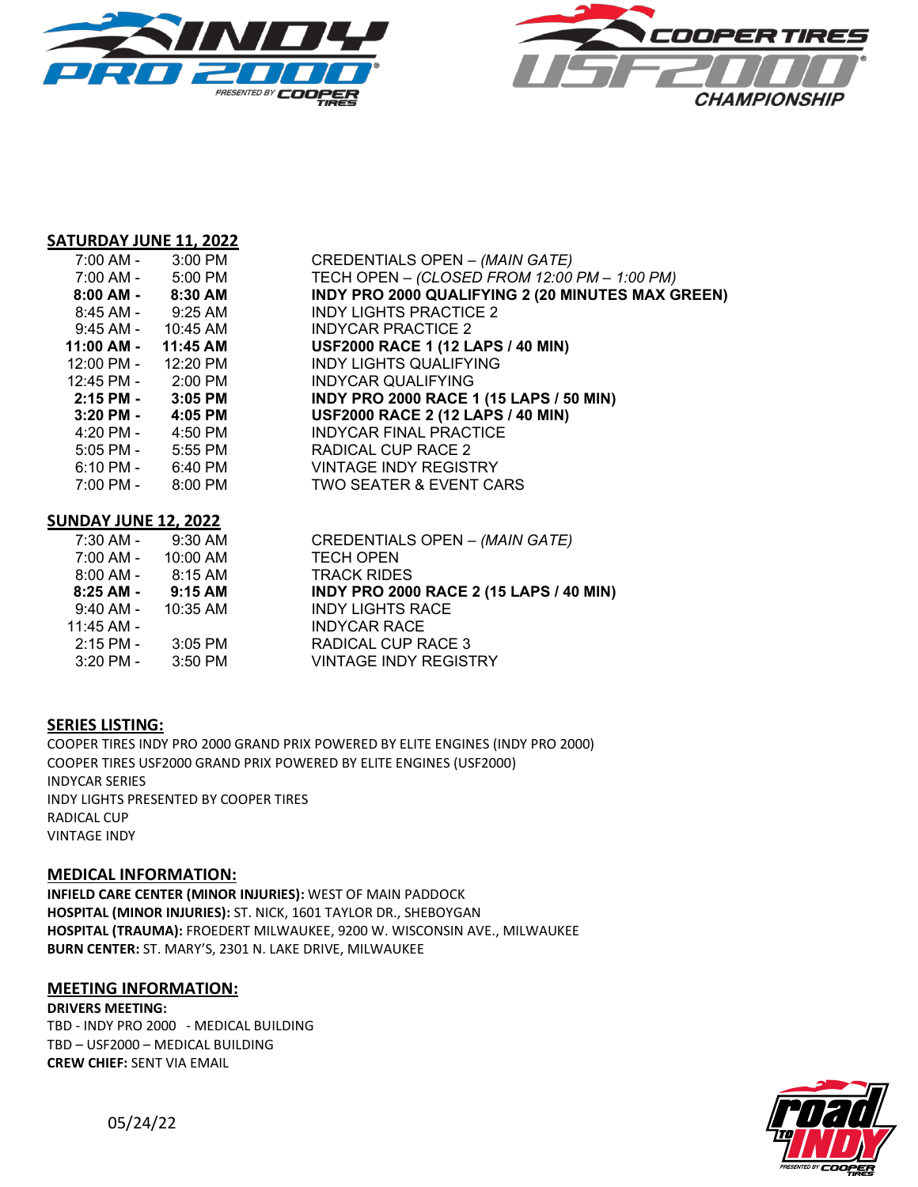## SATURDAY JUNE 11, 2022

| | | |
|---|---|---|
| 7:00 AM - | 3:00 PM | CREDENTIALS OPEN – *(MAIN GATE)* |
| 7:00 AM - | 5:00 PM | TECH OPEN – *(CLOSED FROM 12:00 PM – 1:00 PM)* |
| **8:00 AM -** | **8:30 AM** | **INDY PRO 2000 QUALIFYING 2 (20 MINUTES MAX GREEN)** |
| 8:45 AM - | 9:25 AM | INDY LIGHTS PRACTICE 2 |
| 9:45 AM - | 10:45 AM | INDYCAR PRACTICE 2 |
| **11:00 AM -** | **11:45 AM** | **USF2000 RACE 1 (12 LAPS / 40 MIN)** |
| 12:00 PM - | 12:20 PM | INDY LIGHTS QUALIFYING |
| 12:45 PM - | 2:00 PM | INDYCAR QUALIFYING |
| **2:15 PM -** | **3:05 PM** | **INDY PRO 2000 RACE 1 (15 LAPS / 50 MIN)** |
| **3:20 PM -** | **4:05 PM** | **USF2000 RACE 2 (12 LAPS / 40 MIN)** |
| 4:20 PM - | 4:50 PM | INDYCAR FINAL PRACTICE |
| 5:05 PM - | 5:55 PM | RADICAL CUP RACE 2 |
| 6:10 PM - | 6:40 PM | VINTAGE INDY REGISTRY |
| 7:00 PM - | 8:00 PM | TWO SEATER & EVENT CARS |

## SUNDAY JUNE 12, 2022

| | | |
|---|---|---|
| 7:30 AM - | 9:30 AM | CREDENTIALS OPEN – *(MAIN GATE)* |
| 7:00 AM - | 10:00 AM | TECH OPEN |
| 8:00 AM - | 8:15 AM | TRACK RIDES |
| **8:25 AM -** | **9:15 AM** | **INDY PRO 2000 RACE 2 (15 LAPS / 40 MIN)** |
| 9:40 AM - | 10:35 AM | INDY LIGHTS RACE |
| 11:45 AM - | | INDYCAR RACE |
| 2:15 PM - | 3:05 PM | RADICAL CUP RACE 3 |
| 3:20 PM - | 3:50 PM | VINTAGE INDY REGISTRY |

## SERIES LISTING:

COOPER TIRES INDY PRO 2000 GRAND PRIX POWERED BY ELITE ENGINES (INDY PRO 2000)
COOPER TIRES USF2000 GRAND PRIX POWERED BY ELITE ENGINES (USF2000)
INDYCAR SERIES
INDY LIGHTS PRESENTED BY COOPER TIRES
RADICAL CUP
VINTAGE INDY

## MEDICAL INFORMATION:

**INFIELD CARE CENTER (MINOR INJURIES):** WEST OF MAIN PADDOCK
**HOSPITAL (MINOR INJURIES):** ST. NICK, 1601 TAYLOR DR., SHEBOYGAN
**HOSPITAL (TRAUMA):** FROEDERT MILWAUKEE, 9200 W. WISCONSIN AVE., MILWAUKEE
**BURN CENTER:** ST. MARY'S, 2301 N. LAKE DRIVE, MILWAUKEE

## MEETING INFORMATION:

**DRIVERS MEETING:**
TBD - INDY PRO 2000 - MEDICAL BUILDING
TBD – USF2000 – MEDICAL BUILDING
**CREW CHIEF:** SENT VIA EMAIL

05/24/22